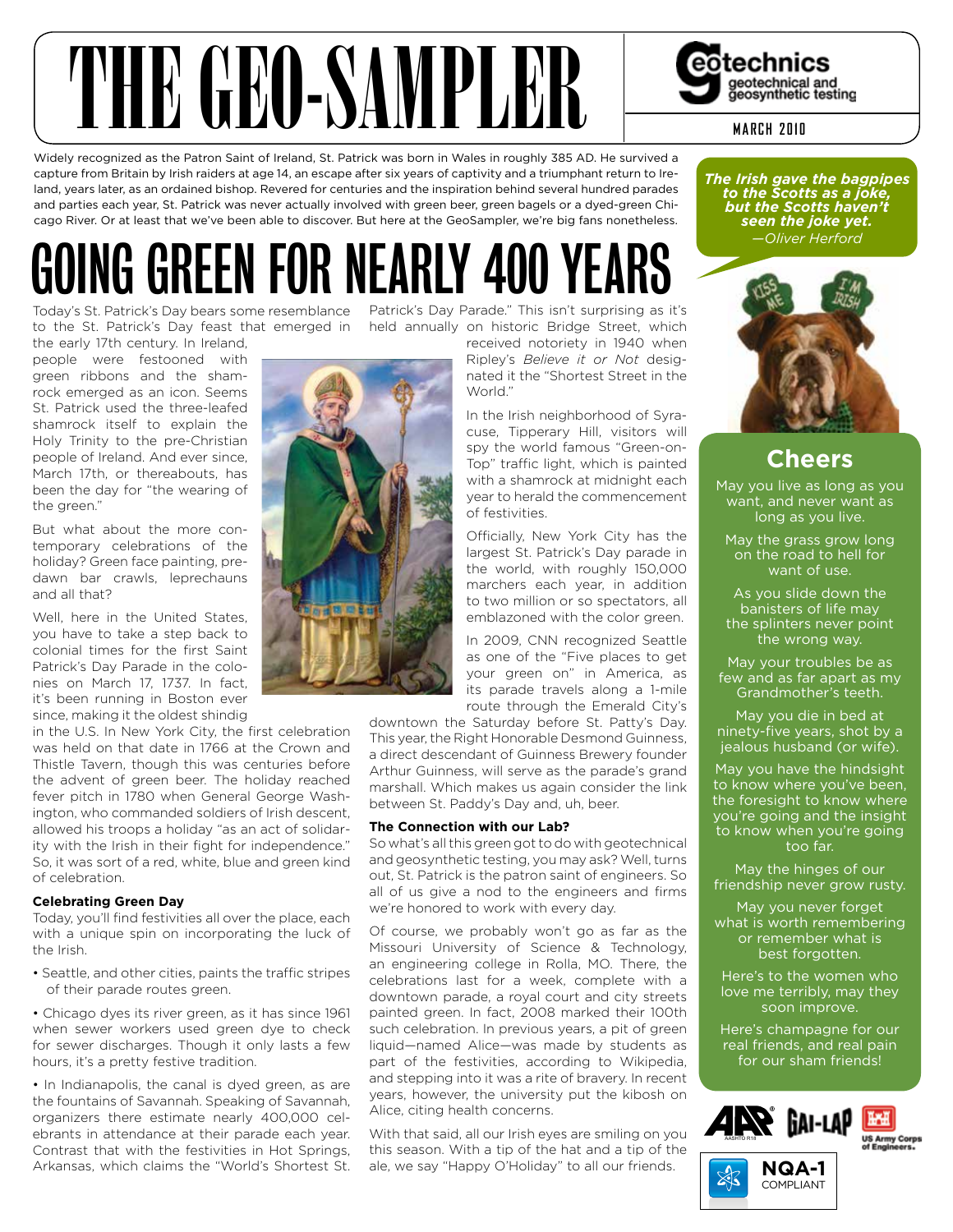# THE GEO-SAMPLER

geotechnics geotechnical and geosynthetic testing

MARCH 2010

Widely recognized as the Patron Saint of Ireland, St. Patrick was born in Wales in roughly 385 AD. He survived a capture from Britain by Irish raiders at age 14, an escape after six years of captivity and a triumphant return to Ireland, years later, as an ordained bishop. Revered for centuries and the inspiration behind several hundred parades and parties each year, St. Patrick was never actually involved with green beer, green bagels or a dyed-green Chicago River. Or at least that we've been able to discover. But here at the GeoSampler, we're big fans nonetheless.

# GOING GREEN FOR NEARLY 400 YEARS

Today's St. Patrick's Day bears some resemblance to the St. Patrick's Day feast that emerged in the early 17th century. In Ireland, people were festooned with green ribbons and the shamrock emerged as an icon. Seems St. Patrick used the three-leafed shamrock itself to explain the Holy Trinity to the pre-Christian people of Ireland. And ever since, March 17th, or thereabouts, has been the day for "the wearing of the green."

But what about the more contemporary celebrations of the holiday? Green face painting, predawn bar crawls, leprechauns and all that?

Well, here in the United States, you have to take a step back to colonial times for the first Saint Patrick's Day Parade in the colonies on March 17, 1737. In fact, it's been running in Boston ever since, making it the oldest shindig in the U.S. In New York City, the first celebration was held on that date in 1766 at the Crown and Thistle Tavern, though this was centuries before the advent of green beer. The holiday reached fever pitch in 1780 when General George Washington, who commanded soldiers of Irish descent, allowed his troops a holiday "as an act of solidarity with the Irish in their fight for independence." So, it was sort of a red, white, blue and green kind of celebration.

### Celebrating Green Day

Today, you'll find festivities all over the place, each with a unique spin on incorporating the luck of the Irish.

• Seattle, and other cities, paints the traffic stripes of their parade routes green.

• Chicago dyes its river green, as it has since 1961 when sewer workers used green dye to check for sewer discharges. Though it only lasts a few hours, it's a pretty festive tradition.

• In Indianapolis, the canal is dyed green, as are the fountains of Savannah. Speaking of Savannah, organizers there estimate nearly 400,000 celebrants in attendance at their parade each year. Contrast that with the festivities in Hot Springs, Arkansas, which claims the "World's Shortest St. Patrick's Day Parade." This isn't surprising as it's held annually on historic Bridge Street, which received notoriety in 1940 when Ripley's *Believe it or Not* designated it the "Shortest Street in the World."

In the Irish neighborhood of Syracuse, Tipperary Hill, visitors will spy the world famous "Green-on-Top" traffic light, which is painted with a shamrock at midnight each year to herald the commencement of festivities.

Officially, New York City has the largest St. Patrick's Day parade in the world, with roughly 150,000 marchers each year, in addition to two million or so spectators, all emblazoned with the color green.

In 2009, CNN recognized Seattle as one of the "Five places to get your green on" in America, as its parade travels along a 1-mile route through the Emerald City's downtown the Saturday before St. Patty's Day. This year, the Right Honorable Desmond Guinness, a direct descendant of Guinness Brewery founder Arthur Guinness, will serve as the parade's grand marshall. Which makes us again consider the link between St. Paddy's Day and, uh, beer.

### The Connection with our Lab?

So what's all this green got to do with geotechnical and geosynthetic testing, you may ask? Well, turns out, St. Patrick is the patron saint of engineers. So all of us give a nod to the engineers and firms we're honored to work with every day.

Of course, we probably won't go as far as the Missouri University of Science & Technology, an engineering college in Rolla, MO. There, the celebrations last for a week, complete with a downtown parade, a royal court and city streets painted green. In fact, 2008 marked their 100th such celebration. In previous years, a pit of green liquid—named Alice—was made by students as part of the festivities, according to Wikipedia, and stepping into it was a rite of bravery. In recent years, however, the university put the kibosh on Alice, citing health concerns.

With that said, all our Irish eyes are smiling on you this season. With a tip of the hat and a tip of the ale, we say "Happy O'Holiday" to all our friends.

***The Irish gave the bagpipes to the Scotts as a joke, but the Scotts haven't seen the joke yet.***
*—Oliver Herford*

## Cheers

May you live as long as you want, and never want as long as you live.

May the grass grow long on the road to hell for want of use.

As you slide down the banisters of life may the splinters never point the wrong way.

May your troubles be as few and as far apart as my Grandmother's teeth.

May you die in bed at ninety-five years, shot by a jealous husband (or wife).

May you have the hindsight to know where you've been, the foresight to know where you're going and the insight to know when you're going too far.

May the hinges of our friendship never grow rusty.

May you never forget what is worth remembering or remember what is best forgotten.

Here's to the women who love me terribly, may they soon improve.

Here's champagne for our real friends, and real pain for our sham friends!

AASHTO R18 · GAI-LAP · US Army Corps of Engineers · NQA-1 COMPLIANT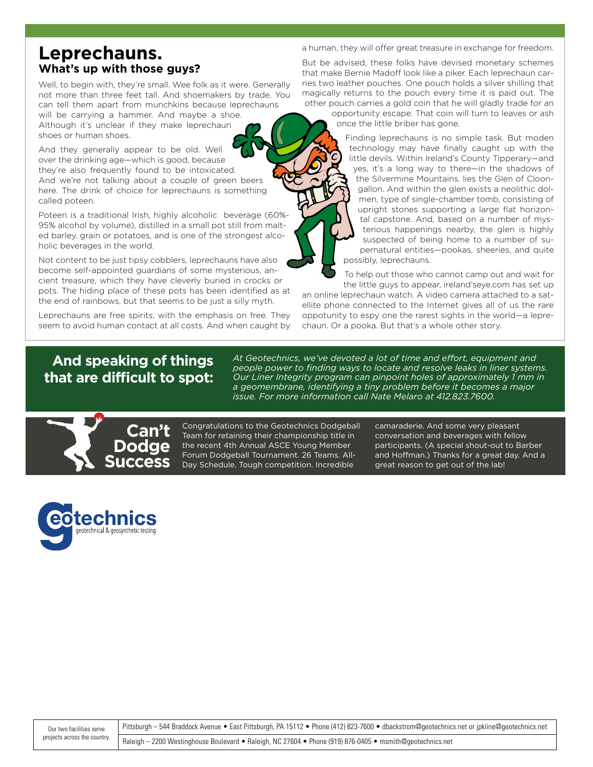# Leprechauns.

## What's up with those guys?

Well, to begin with, they're small. Wee folk as it were. Generally not more than three feet tall. And shoemakers by trade. You can tell them apart from munchkins because leprechauns will be carrying a hammer. And maybe a shoe. Although it's unclear if they make leprechaun shoes or human shoes.

And they generally appear to be old. Well over the drinking age—which is good, because they're also frequently found to be intoxicated. And we're not talking about a couple of green beers here. The drink of choice for leprechauns is something called poteen.

Poteen is a traditional Irish, highly alcoholic beverage (60%-95% alcohol by volume), distilled in a small pot still from malted barley, grain or potatoes, and is one of the strongest alcoholic beverages in the world.

Not content to be just tipsy cobblers, leprechauns have also become self-appointed guardians of some mysterious, ancient treasure, which they have cleverly buried in crocks or pots. The hiding place of these pots has been identified as at the end of rainbows, but that seems to be just a silly myth.

Leprechauns are free spirits, with the emphasis on free. They seem to avoid human contact at all costs. And when caught by a human, they will offer great treasure in exchange for freedom.

But be advised, these folks have devised monetary schemes that make Bernie Madoff look like a piker. Each leprechaun carries two leather pouches. One pouch holds a silver shilling that magically returns to the pouch every time it is paid out. The other pouch carries a gold coin that he will gladly trade for an opportunity escape. That coin will turn to leaves or ash once the little briber has gone.

Finding leprechauns is no simple task. But moden technology may have finally caught up with the little devils. Within Ireland's County Tipperary—and yes, it's a long way to there—in the shadows of the Silvermine Mountains, lies the Glen of Cloongallon. And within the glen exists a neolithic dolmen, type of single-chamber tomb, consisting of upright stones supporting a large flat horizontal capstone. And, based on a number of mysterious happenings nearby, the glen is highly suspected of being home to a number of supernatural entities—pookas, sheeries, and quite possibly, leprechauns.

To help out those who cannot camp out and wait for the little guys to appear, ireland'seye.com has set up an online leprechaun watch. A video camera attached to a satellite phone connected to the Internet gives all of us the rare oppotunity to espy one the rarest sights in the world—a leprechaun. Or a pooka. But that's a whole other story.

## And speaking of things that are difficult to spot:

*At Geotechnics, we've devoted a lot of time and effort, equipment and people power to finding ways to locate and resolve leaks in liner systems. Our Liner Integrity program can pinpoint holes of approximately 1 mm in a geomembrane, identifying a tiny problem before it becomes a major issue. For more information call Nate Melaro at 412.823.7600.*

## Can't Dodge Success

Congratulations to the Geotechnics Dodgeball Team for retaining their championship title in the recent 4th Annual ASCE Young Member Forum Dodgeball Tournament. 26 Teams. All-Day Schedule. Tough competition. Incredible camaraderie. And some very pleasant conversation and beverages with fellow participants. (A special shout-out to Barber and Hoffman.) Thanks for a great day. And a great reason to get out of the lab!

geotechnics
geotechnical & geosynthetic testing

| | |
|---|---|
| Our two facilities serve projects across the country. | Pittsburgh – 544 Braddock Avenue • East Pittsburgh, PA 15112 • Phone (412) 823-7600 • dbackstrom@geotechnics.net or jpkline@geotechnics.net |
| | Raleigh – 2200 Westinghouse Boulevard • Raleigh, NC 27604 • Phone (919) 876-0405 • msmith@geotechnics.net |